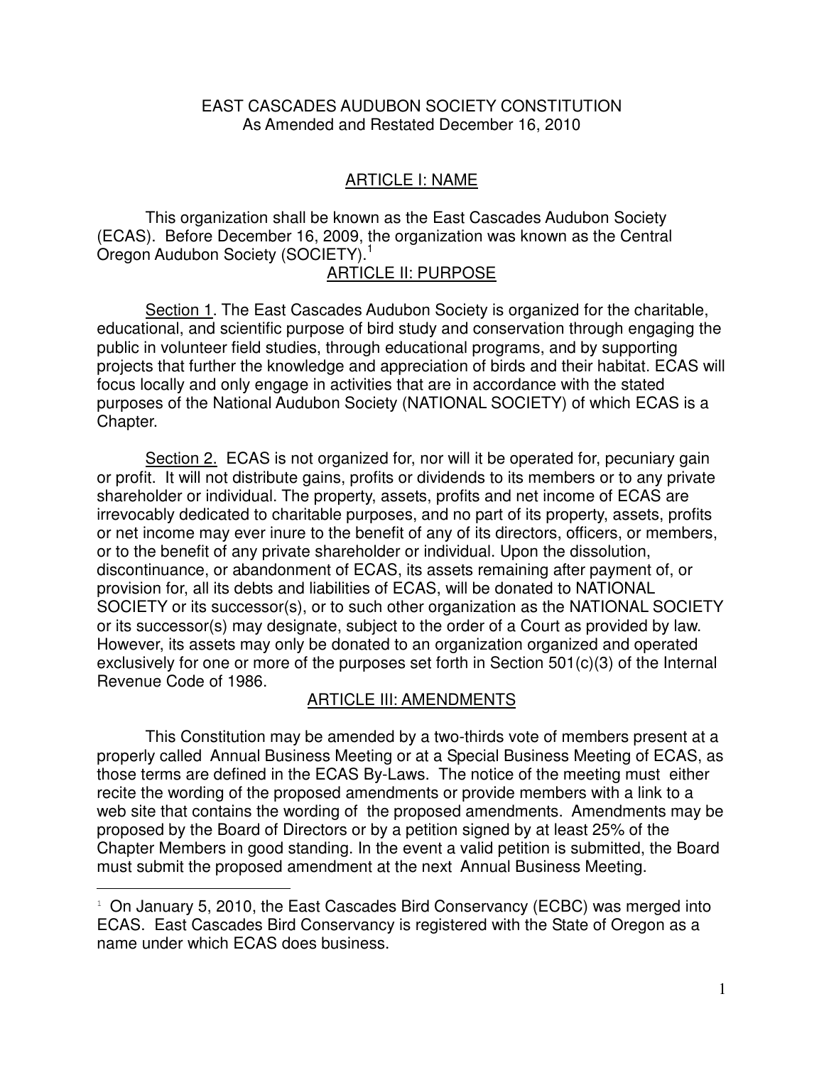# EAST CASCADES AUDUBON SOCIETY CONSTITUTION

As Amended and Restated December 16, 2010

## ARTICLE I: NAME

This organization shall be known as the East Cascades Audubon Society (ECAS). Before December 16, 2009, the organization was known as the Central Oregon Audubon Society (SOCIETY).[1]

## ARTICLE II: PURPOSE

Section 1. The East Cascades Audubon Society is organized for the charitable, educational, and scientific purpose of bird study and conservation through engaging the public in volunteer field studies, through educational programs, and by supporting projects that further the knowledge and appreciation of birds and their habitat. ECAS will focus locally and only engage in activities that are in accordance with the stated purposes of the National Audubon Society (NATIONAL SOCIETY) of which ECAS is a Chapter.

Section 2. ECAS is not organized for, nor will it be operated for, pecuniary gain or profit. It will not distribute gains, profits or dividends to its members or to any private shareholder or individual. The property, assets, profits and net income of ECAS are irrevocably dedicated to charitable purposes, and no part of its property, assets, profits or net income may ever inure to the benefit of any of its directors, officers, or members, or to the benefit of any private shareholder or individual. Upon the dissolution, discontinuance, or abandonment of ECAS, its assets remaining after payment of, or provision for, all its debts and liabilities of ECAS, will be donated to NATIONAL SOCIETY or its successor(s), or to such other organization as the NATIONAL SOCIETY or its successor(s) may designate, subject to the order of a Court as provided by law. However, its assets may only be donated to an organization organized and operated exclusively for one or more of the purposes set forth in Section 501(c)(3) of the Internal Revenue Code of 1986.

## ARTICLE III: AMENDMENTS

This Constitution may be amended by a two-thirds vote of members present at a properly called Annual Business Meeting or at a Special Business Meeting of ECAS, as those terms are defined in the ECAS By-Laws. The notice of the meeting must either recite the wording of the proposed amendments or provide members with a link to a web site that contains the wording of the proposed amendments. Amendments may be proposed by the Board of Directors or by a petition signed by at least 25% of the Chapter Members in good standing. In the event a valid petition is submitted, the Board must submit the proposed amendment at the next Annual Business Meeting.

---

[1] On January 5, 2010, the East Cascades Bird Conservancy (ECBC) was merged into ECAS. East Cascades Bird Conservancy is registered with the State of Oregon as a name under which ECAS does business.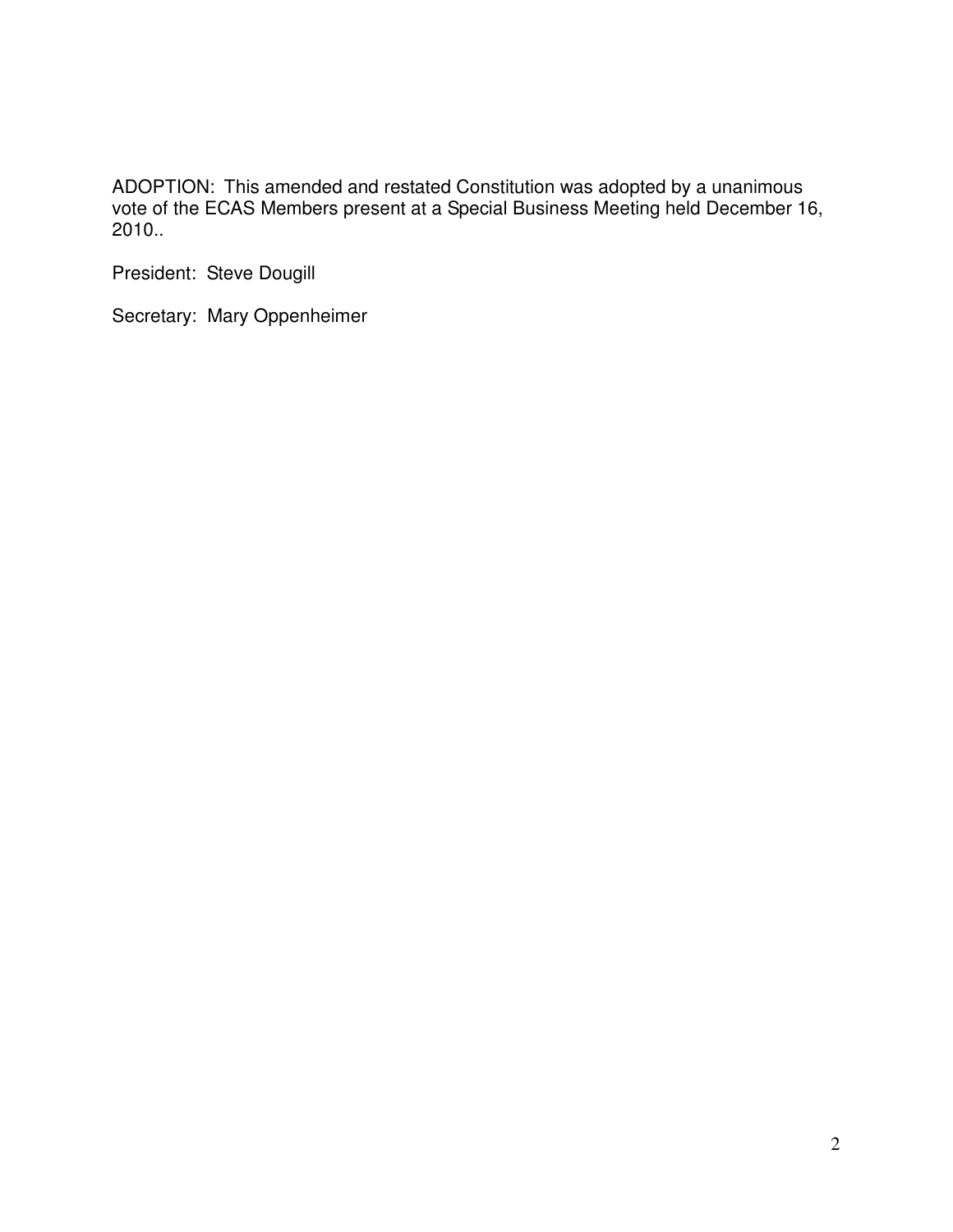ADOPTION: This amended and restated Constitution was adopted by a unanimous vote of the ECAS Members present at a Special Business Meeting held December 16, 2010..

President: Steve Dougill

Secretary: Mary Oppenheimer